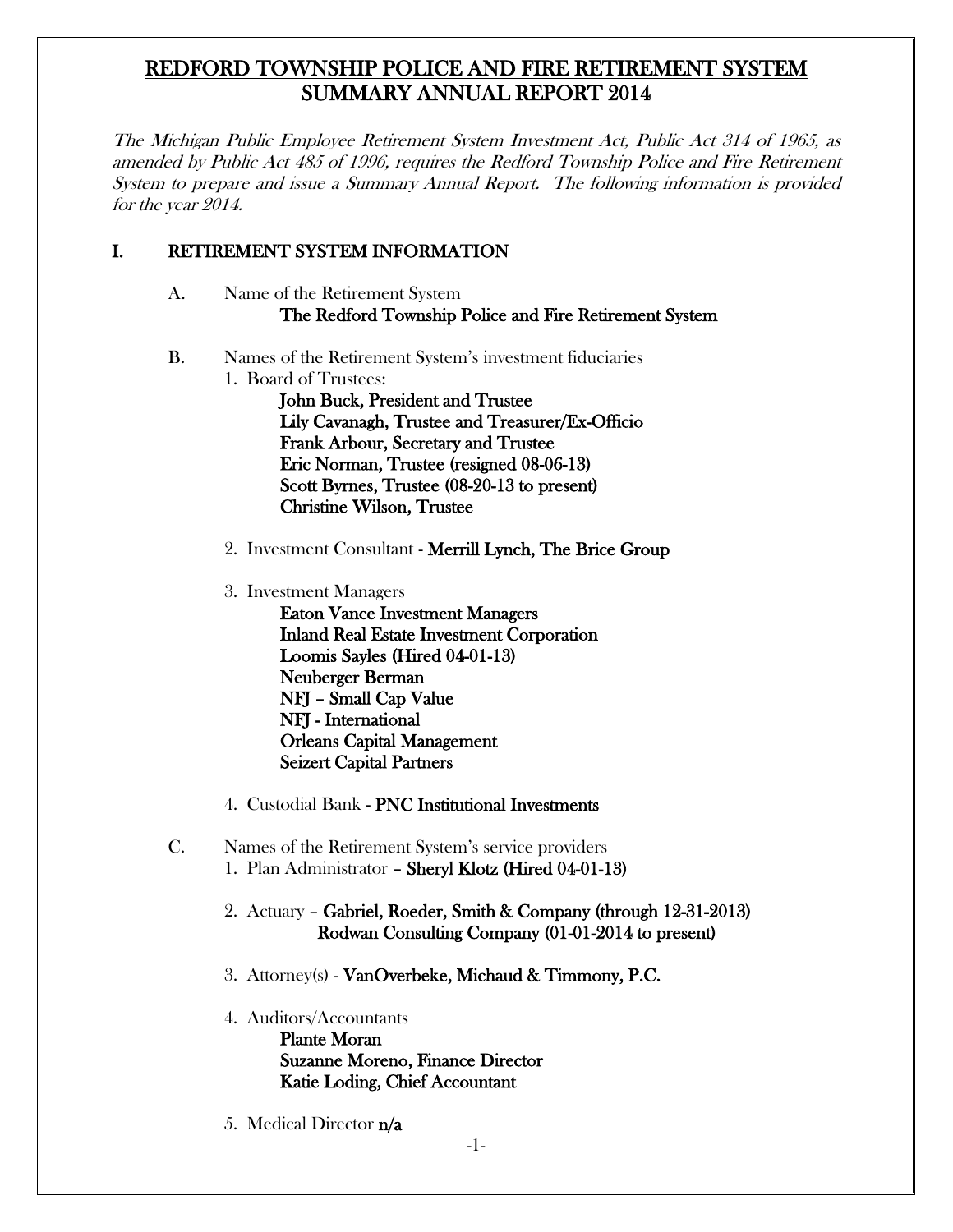# REDFORD TOWNSHIP POLICE AND FIRE RETIREMENT SYSTEM SUMMARY ANNUAL REPORT 2014

*The Michigan Public Employee Retirement System Investment Act, Public Act 314 of 1965, as amended by Public Act 485 of 1996, requires the Redford Township Police and Fire Retirement System to prepare and issue a Summary Annual Report. The following information is provided for the year 2014.*

## I. RETIREMENT SYSTEM INFORMATION

A. Name of the Retirement System
**The Redford Township Police and Fire Retirement System**

B. Names of the Retirement System's investment fiduciaries

1. Board of Trustees:
   - **John Buck, President and Trustee**
   - **Lily Cavanagh, Trustee and Treasurer/Ex-Officio**
   - **Frank Arbour, Secretary and Trustee**
   - **Eric Norman, Trustee (resigned 08-06-13)**
   - **Scott Byrnes, Trustee (08-20-13 to present)**
   - **Christine Wilson, Trustee**

2. Investment Consultant - **Merrill Lynch, The Brice Group**

3. Investment Managers
   - **Eaton Vance Investment Managers**
   - **Inland Real Estate Investment Corporation**
   - **Loomis Sayles (Hired 04-01-13)**
   - **Neuberger Berman**
   - **NFJ – Small Cap Value**
   - **NFJ - International**
   - **Orleans Capital Management**
   - **Seizert Capital Partners**

4. Custodial Bank - **PNC Institutional Investments**

C. Names of the Retirement System's service providers

1. Plan Administrator – **Sheryl Klotz (Hired 04-01-13)**

2. Actuary – **Gabriel, Roeder, Smith & Company (through 12-31-2013)**
   **Rodwan Consulting Company (01-01-2014 to present)**

3. Attorney(s) - **VanOverbeke, Michaud & Timmony, P.C.**

4. Auditors/Accountants
   - **Plante Moran**
   - **Suzanne Moreno, Finance Director**
   - **Katie Loding, Chief Accountant**

5. Medical Director **n/a**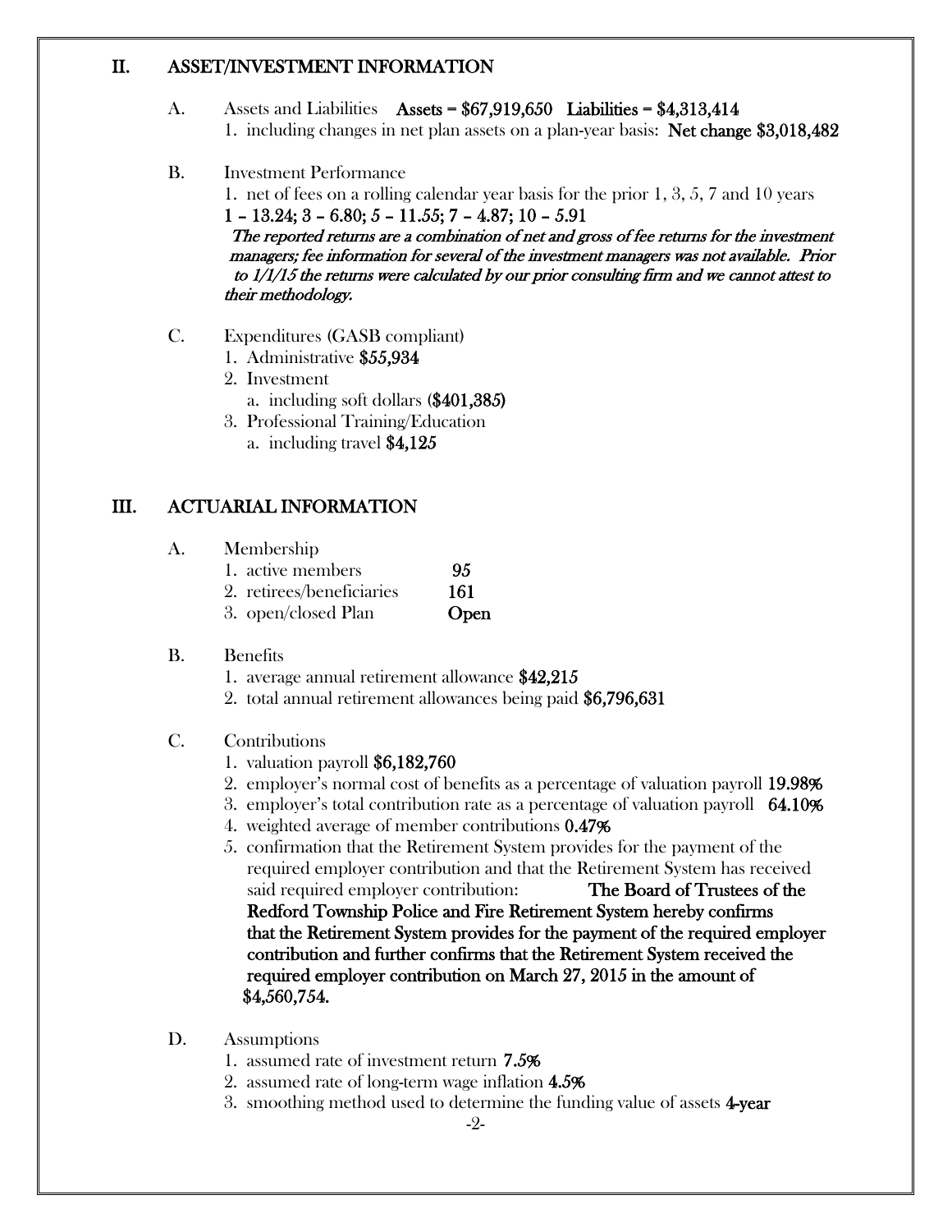## II. ASSET/INVESTMENT INFORMATION

A. Assets and Liabilities **Assets = $67,919,650 Liabilities = $4,313,414**

1. including changes in net plan assets on a plan-year basis: **Net change $3,018,482**

B. Investment Performance

1. net of fees on a rolling calendar year basis for the prior 1, 3, 5, 7 and 10 years
**1 – 13.24; 3 – 6.80; 5 – 11.55; 7 – 4.87; 10 – 5.91**
***The reported returns are a combination of net and gross of fee returns for the investment managers; fee information for several of the investment managers was not available. Prior to 1/1/15 the returns were calculated by our prior consulting firm and we cannot attest to their methodology.***

C. Expenditures (GASB compliant)

1. Administrative **$55,934**
2. Investment
   a. including soft dollars (**$401,385)**
3. Professional Training/Education
   a. including travel **$4,125**

## III. ACTUARIAL INFORMATION

A. Membership

1. active members **95**
2. retirees/beneficiaries **161**
3. open/closed Plan **Open**

B. Benefits

1. average annual retirement allowance **$42,215**
2. total annual retirement allowances being paid **$6,796,631**

C. Contributions

1. valuation payroll **$6,182,760**
2. employer's normal cost of benefits as a percentage of valuation payroll **19.98%**
3. employer's total contribution rate as a percentage of valuation payroll **64.10%**
4. weighted average of member contributions **0.47%**
5. confirmation that the Retirement System provides for the payment of the required employer contribution and that the Retirement System has received said required employer contribution: **The Board of Trustees of the Redford Township Police and Fire Retirement System hereby confirms that the Retirement System provides for the payment of the required employer contribution and further confirms that the Retirement System received the required employer contribution on March 27, 2015 in the amount of $4,560,754.**

D. Assumptions

1. assumed rate of investment return **7.5%**
2. assumed rate of long-term wage inflation **4.5%**
3. smoothing method used to determine the funding value of assets **4-year**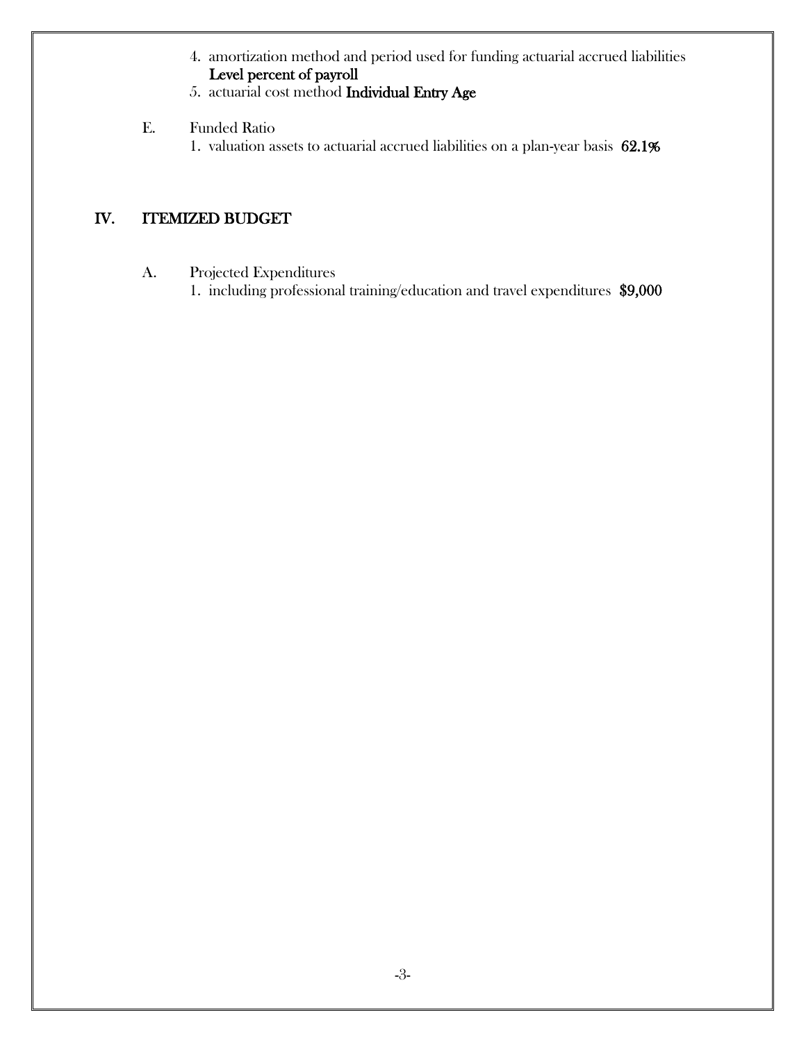4. amortization method and period used for funding actuarial accrued liabilities **Level percent of payroll**
5. actuarial cost method **Individual Entry Age**

E. Funded Ratio

1. valuation assets to actuarial accrued liabilities on a plan-year basis **62.1%**

## IV. ITEMIZED BUDGET

A. Projected Expenditures

1. including professional training/education and travel expenditures **$9,000**